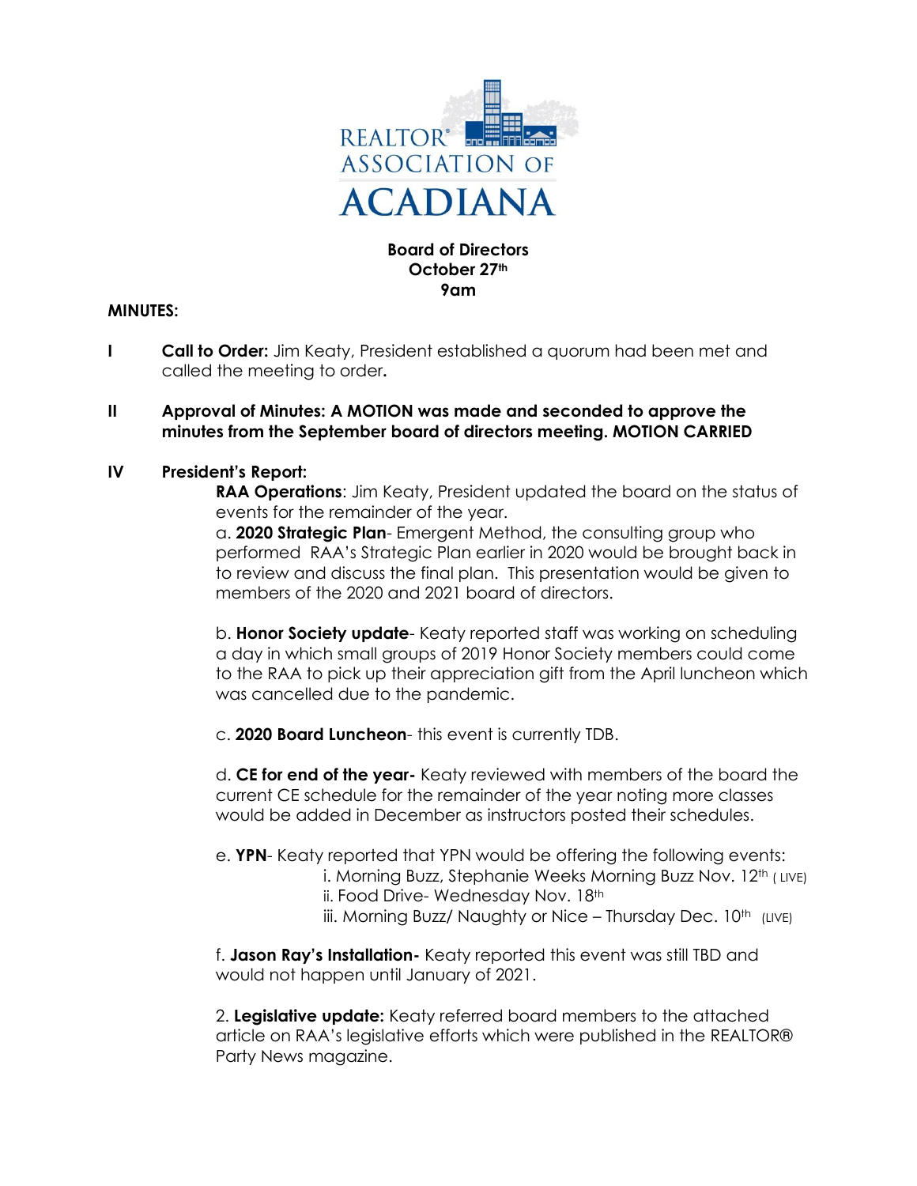REALTOR® ASSOCIATION OF ACADIANA

**Board of Directors**
**October 27th**
**9am**

**MINUTES:**

**I** **Call to Order:** Jim Keaty, President established a quorum had been met and called the meeting to order**.**

**II** **Approval of Minutes: A MOTION was made and seconded to approve the minutes from the September board of directors meeting. MOTION CARRIED**

**IV** **President's Report:**

**RAA Operations**: Jim Keaty, President updated the board on the status of events for the remainder of the year.

a. **2020 Strategic Plan**- Emergent Method, the consulting group who performed RAA's Strategic Plan earlier in 2020 would be brought back in to review and discuss the final plan. This presentation would be given to members of the 2020 and 2021 board of directors.

b. **Honor Society update**- Keaty reported staff was working on scheduling a day in which small groups of 2019 Honor Society members could come to the RAA to pick up their appreciation gift from the April luncheon which was cancelled due to the pandemic.

c. **2020 Board Luncheon**- this event is currently TDB.

d. **CE for end of the year-** Keaty reviewed with members of the board the current CE schedule for the remainder of the year noting more classes would be added in December as instructors posted their schedules.

e. **YPN**- Keaty reported that YPN would be offering the following events:

i. Morning Buzz, Stephanie Weeks Morning Buzz Nov. 12th ( LIVE)
ii. Food Drive- Wednesday Nov. 18th
iii. Morning Buzz/ Naughty or Nice – Thursday Dec. 10th (LIVE)

f. **Jason Ray's Installation-** Keaty reported this event was still TBD and would not happen until January of 2021.

2. **Legislative update:** Keaty referred board members to the attached article on RAA's legislative efforts which were published in the REALTOR® Party News magazine.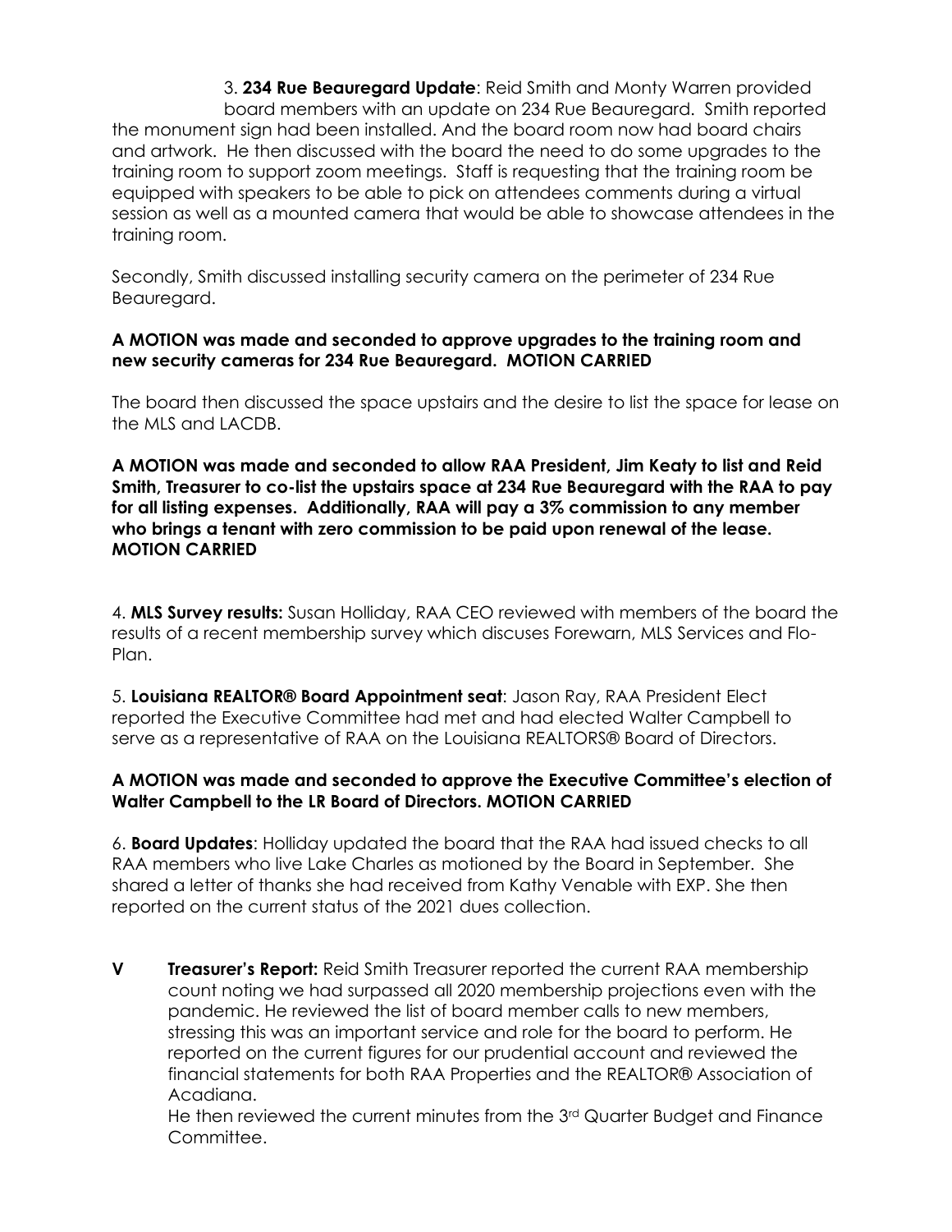3. **234 Rue Beauregard Update**: Reid Smith and Monty Warren provided board members with an update on 234 Rue Beauregard. Smith reported the monument sign had been installed. And the board room now had board chairs and artwork. He then discussed with the board the need to do some upgrades to the training room to support zoom meetings. Staff is requesting that the training room be equipped with speakers to be able to pick on attendees comments during a virtual session as well as a mounted camera that would be able to showcase attendees in the training room.

Secondly, Smith discussed installing security camera on the perimeter of 234 Rue Beauregard.

**A MOTION was made and seconded to approve upgrades to the training room and new security cameras for 234 Rue Beauregard. MOTION CARRIED**

The board then discussed the space upstairs and the desire to list the space for lease on the MLS and LACDB.

**A MOTION was made and seconded to allow RAA President, Jim Keaty to list and Reid Smith, Treasurer to co-list the upstairs space at 234 Rue Beauregard with the RAA to pay for all listing expenses. Additionally, RAA will pay a 3% commission to any member who brings a tenant with zero commission to be paid upon renewal of the lease. MOTION CARRIED**

4. **MLS Survey results:** Susan Holliday, RAA CEO reviewed with members of the board the results of a recent membership survey which discuses Forewarn, MLS Services and Flo-Plan.

5. **Louisiana REALTOR® Board Appointment seat**: Jason Ray, RAA President Elect reported the Executive Committee had met and had elected Walter Campbell to serve as a representative of RAA on the Louisiana REALTORS® Board of Directors.

**A MOTION was made and seconded to approve the Executive Committee's election of Walter Campbell to the LR Board of Directors. MOTION CARRIED**

6. **Board Updates**: Holliday updated the board that the RAA had issued checks to all RAA members who live Lake Charles as motioned by the Board in September. She shared a letter of thanks she had received from Kathy Venable with EXP. She then reported on the current status of the 2021 dues collection.

**V Treasurer's Report:** Reid Smith Treasurer reported the current RAA membership count noting we had surpassed all 2020 membership projections even with the pandemic. He reviewed the list of board member calls to new members, stressing this was an important service and role for the board to perform. He reported on the current figures for our prudential account and reviewed the financial statements for both RAA Properties and the REALTOR® Association of Acadiana.

He then reviewed the current minutes from the 3rd Quarter Budget and Finance Committee.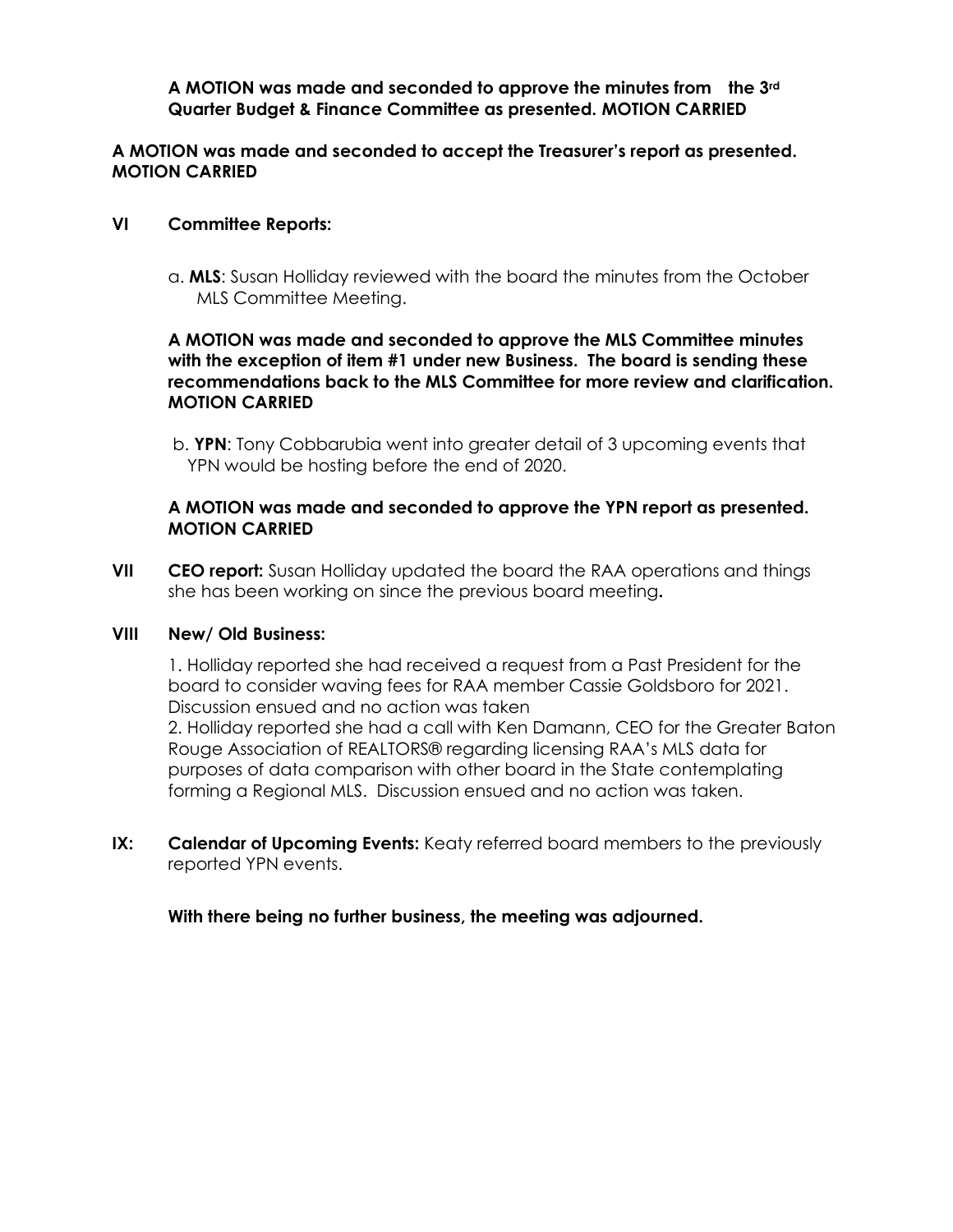**A MOTION was made and seconded to approve the minutes from the 3rd Quarter Budget & Finance Committee as presented. MOTION CARRIED**

**A MOTION was made and seconded to accept the Treasurer's report as presented. MOTION CARRIED**

**VI Committee Reports:**

a. **MLS**: Susan Holliday reviewed with the board the minutes from the October MLS Committee Meeting.

**A MOTION was made and seconded to approve the MLS Committee minutes with the exception of item #1 under new Business. The board is sending these recommendations back to the MLS Committee for more review and clarification. MOTION CARRIED**

b. **YPN**: Tony Cobbarubia went into greater detail of 3 upcoming events that YPN would be hosting before the end of 2020.

**A MOTION was made and seconded to approve the YPN report as presented. MOTION CARRIED**

**VII CEO report:** Susan Holliday updated the board the RAA operations and things she has been working on since the previous board meeting**.**

**VIII New/ Old Business:**

1. Holliday reported she had received a request from a Past President for the board to consider waving fees for RAA member Cassie Goldsboro for 2021. Discussion ensued and no action was taken
2. Holliday reported she had a call with Ken Damann, CEO for the Greater Baton Rouge Association of REALTORS® regarding licensing RAA's MLS data for purposes of data comparison with other board in the State contemplating forming a Regional MLS. Discussion ensued and no action was taken.

**IX: Calendar of Upcoming Events:** Keaty referred board members to the previously reported YPN events.

**With there being no further business, the meeting was adjourned.**